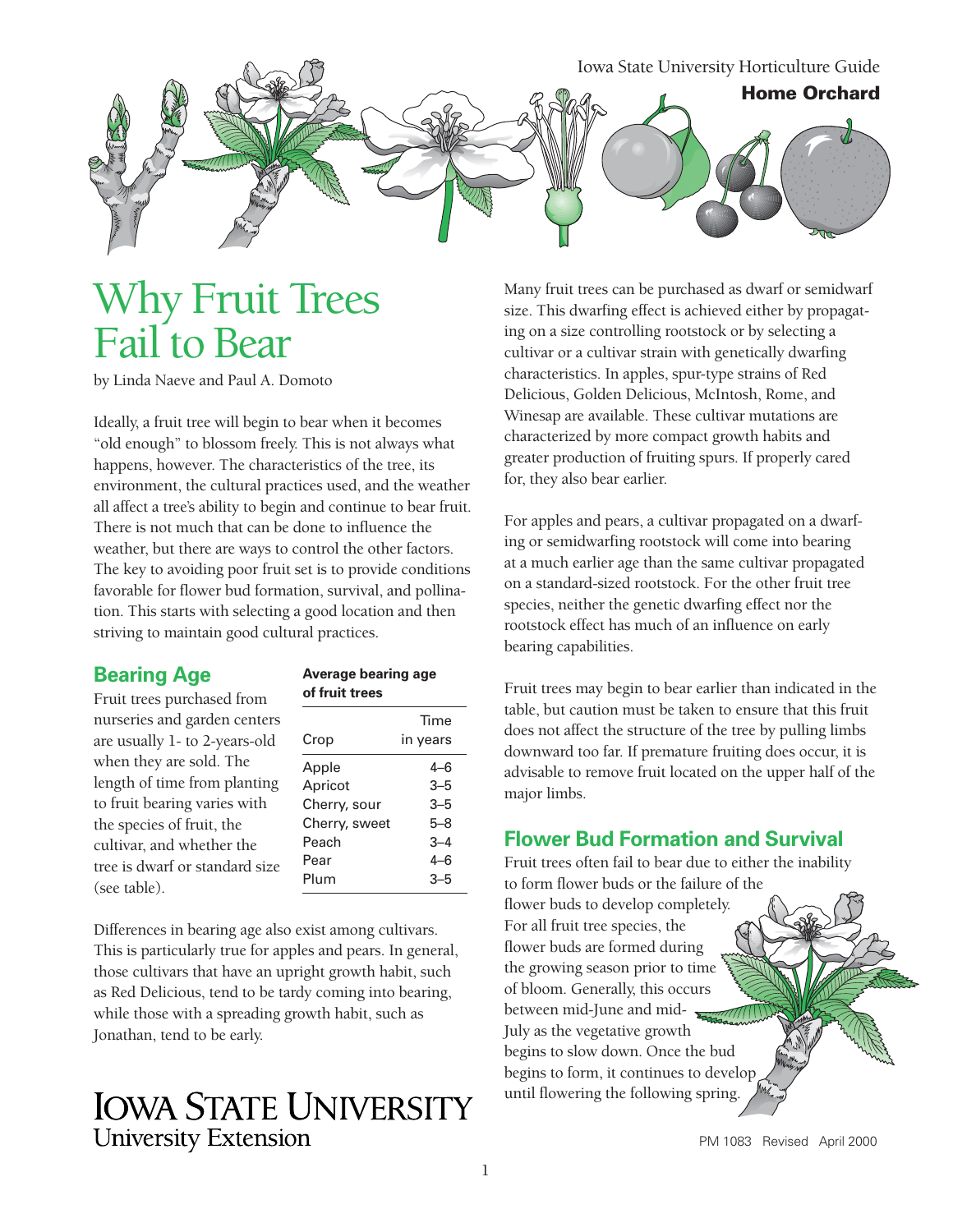Iowa State University Horticulture Guide

**Home Orchard**

# Why Fruit Trees Fail to Bear

by Linda Naeve and Paul A. Domoto

Ideally, a fruit tree will begin to bear when it becomes "old enough" to blossom freely. This is not always what happens, however. The characteristics of the tree, its environment, the cultural practices used, and the weather all affect a tree's ability to begin and continue to bear fruit. There is not much that can be done to influence the weather, but there are ways to control the other factors. The key to avoiding poor fruit set is to provide conditions favorable for flower bud formation, survival, and pollination. This starts with selecting a good location and then striving to maintain good cultural practices.

## Bearing Age

Fruit trees purchased from nurseries and garden centers are usually 1- to 2-years-old when they are sold. The length of time from planting to fruit bearing varies with the species of fruit, the cultivar, and whether the tree is dwarf or standard size (see table).

**Average bearing age of fruit trees**

| Crop | Time in years |
|---|---|
| Apple | 4–6 |
| Apricot | 3–5 |
| Cherry, sour | 3–5 |
| Cherry, sweet | 5–8 |
| Peach | 3–4 |
| Pear | 4–6 |
| Plum | 3–5 |

Differences in bearing age also exist among cultivars. This is particularly true for apples and pears. In general, those cultivars that have an upright growth habit, such as Red Delicious, tend to be tardy coming into bearing, while those with a spreading growth habit, such as Jonathan, tend to be early.

Many fruit trees can be purchased as dwarf or semidwarf size. This dwarfing effect is achieved either by propagating on a size controlling rootstock or by selecting a cultivar or a cultivar strain with genetically dwarfing characteristics. In apples, spur-type strains of Red Delicious, Golden Delicious, McIntosh, Rome, and Winesap are available. These cultivar mutations are characterized by more compact growth habits and greater production of fruiting spurs. If properly cared for, they also bear earlier.

For apples and pears, a cultivar propagated on a dwarfing or semidwarfing rootstock will come into bearing at a much earlier age than the same cultivar propagated on a standard-sized rootstock. For the other fruit tree species, neither the genetic dwarfing effect nor the rootstock effect has much of an influence on early bearing capabilities.

Fruit trees may begin to bear earlier than indicated in the table, but caution must be taken to ensure that this fruit does not affect the structure of the tree by pulling limbs downward too far. If premature fruiting does occur, it is advisable to remove fruit located on the upper half of the major limbs.

## Flower Bud Formation and Survival

Fruit trees often fail to bear due to either the inability to form flower buds or the failure of the flower buds to develop completely. For all fruit tree species, the flower buds are formed during the growing season prior to time of bloom. Generally, this occurs between mid-June and mid-July as the vegetative growth begins to slow down. Once the bud begins to form, it continues to develop until flowering the following spring.

IOWA STATE UNIVERSITY
University Extension

PM 1083 Revised April 2000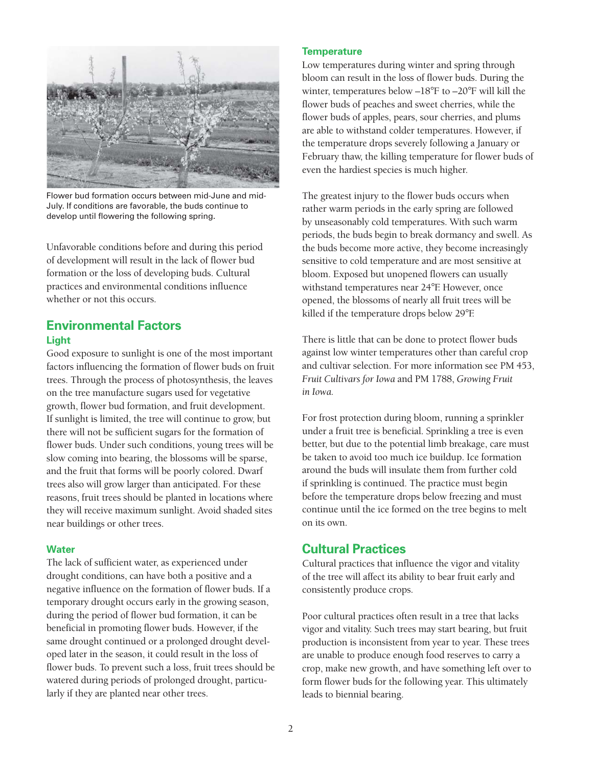Flower bud formation occurs between mid-June and mid-July. If conditions are favorable, the buds continue to develop until flowering the following spring.

Unfavorable conditions before and during this period of development will result in the lack of flower bud formation or the loss of developing buds. Cultural practices and environmental conditions influence whether or not this occurs.

## Environmental Factors

### Light

Good exposure to sunlight is one of the most important factors influencing the formation of flower buds on fruit trees. Through the process of photosynthesis, the leaves on the tree manufacture sugars used for vegetative growth, flower bud formation, and fruit development. If sunlight is limited, the tree will continue to grow, but there will not be sufficient sugars for the formation of flower buds. Under such conditions, young trees will be slow coming into bearing, the blossoms will be sparse, and the fruit that forms will be poorly colored. Dwarf trees also will grow larger than anticipated. For these reasons, fruit trees should be planted in locations where they will receive maximum sunlight. Avoid shaded sites near buildings or other trees.

### Water

The lack of sufficient water, as experienced under drought conditions, can have both a positive and a negative influence on the formation of flower buds. If a temporary drought occurs early in the growing season, during the period of flower bud formation, it can be beneficial in promoting flower buds. However, if the same drought continued or a prolonged drought developed later in the season, it could result in the loss of flower buds. To prevent such a loss, fruit trees should be watered during periods of prolonged drought, particularly if they are planted near other trees.

### Temperature

Low temperatures during winter and spring through bloom can result in the loss of flower buds. During the winter, temperatures below –18°F to –20°F will kill the flower buds of peaches and sweet cherries, while the flower buds of apples, pears, sour cherries, and plums are able to withstand colder temperatures. However, if the temperature drops severely following a January or February thaw, the killing temperature for flower buds of even the hardiest species is much higher.

The greatest injury to the flower buds occurs when rather warm periods in the early spring are followed by unseasonably cold temperatures. With such warm periods, the buds begin to break dormancy and swell. As the buds become more active, they become increasingly sensitive to cold temperature and are most sensitive at bloom. Exposed but unopened flowers can usually withstand temperatures near 24°F. However, once opened, the blossoms of nearly all fruit trees will be killed if the temperature drops below 29°F.

There is little that can be done to protect flower buds against low winter temperatures other than careful crop and cultivar selection. For more information see PM 453, *Fruit Cultivars for Iowa* and PM 1788, *Growing Fruit in Iowa*.

For frost protection during bloom, running a sprinkler under a fruit tree is beneficial. Sprinkling a tree is even better, but due to the potential limb breakage, care must be taken to avoid too much ice buildup. Ice formation around the buds will insulate them from further cold if sprinkling is continued. The practice must begin before the temperature drops below freezing and must continue until the ice formed on the tree begins to melt on its own.

## Cultural Practices

Cultural practices that influence the vigor and vitality of the tree will affect its ability to bear fruit early and consistently produce crops.

Poor cultural practices often result in a tree that lacks vigor and vitality. Such trees may start bearing, but fruit production is inconsistent from year to year. These trees are unable to produce enough food reserves to carry a crop, make new growth, and have something left over to form flower buds for the following year. This ultimately leads to biennial bearing.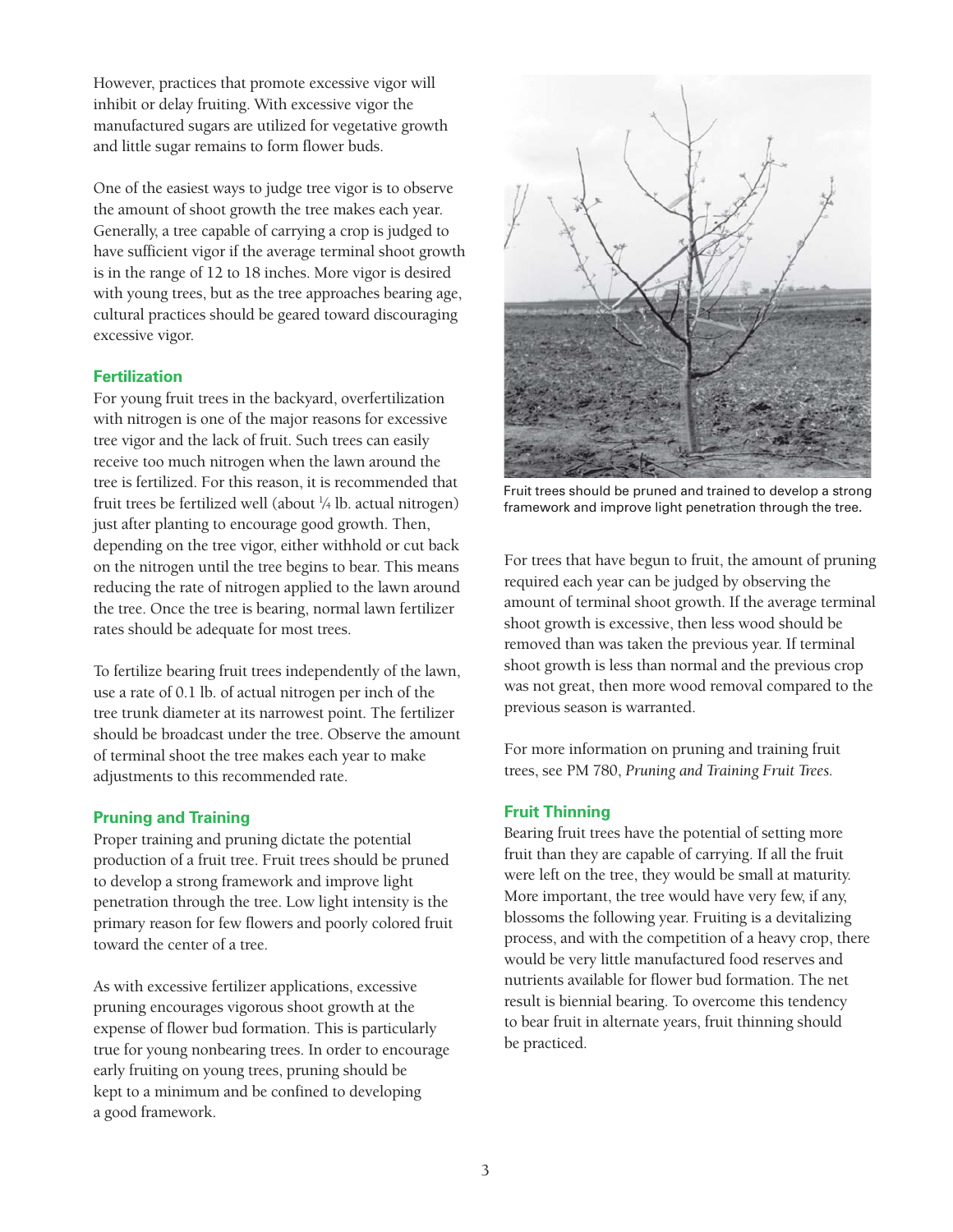However, practices that promote excessive vigor will inhibit or delay fruiting. With excessive vigor the manufactured sugars are utilized for vegetative growth and little sugar remains to form flower buds.

One of the easiest ways to judge tree vigor is to observe the amount of shoot growth the tree makes each year. Generally, a tree capable of carrying a crop is judged to have sufficient vigor if the average terminal shoot growth is in the range of 12 to 18 inches. More vigor is desired with young trees, but as the tree approaches bearing age, cultural practices should be geared toward discouraging excessive vigor.

### Fertilization

For young fruit trees in the backyard, overfertilization with nitrogen is one of the major reasons for excessive tree vigor and the lack of fruit. Such trees can easily receive too much nitrogen when the lawn around the tree is fertilized. For this reason, it is recommended that fruit trees be fertilized well (about ¼ lb. actual nitrogen) just after planting to encourage good growth. Then, depending on the tree vigor, either withhold or cut back on the nitrogen until the tree begins to bear. This means reducing the rate of nitrogen applied to the lawn around the tree. Once the tree is bearing, normal lawn fertilizer rates should be adequate for most trees.

To fertilize bearing fruit trees independently of the lawn, use a rate of 0.1 lb. of actual nitrogen per inch of the tree trunk diameter at its narrowest point. The fertilizer should be broadcast under the tree. Observe the amount of terminal shoot the tree makes each year to make adjustments to this recommended rate.

### Pruning and Training

Proper training and pruning dictate the potential production of a fruit tree. Fruit trees should be pruned to develop a strong framework and improve light penetration through the tree. Low light intensity is the primary reason for few flowers and poorly colored fruit toward the center of a tree.

As with excessive fertilizer applications, excessive pruning encourages vigorous shoot growth at the expense of flower bud formation. This is particularly true for young nonbearing trees. In order to encourage early fruiting on young trees, pruning should be kept to a minimum and be confined to developing a good framework.

Fruit trees should be pruned and trained to develop a strong framework and improve light penetration through the tree.

For trees that have begun to fruit, the amount of pruning required each year can be judged by observing the amount of terminal shoot growth. If the average terminal shoot growth is excessive, then less wood should be removed than was taken the previous year. If terminal shoot growth is less than normal and the previous crop was not great, then more wood removal compared to the previous season is warranted.

For more information on pruning and training fruit trees, see PM 780, *Pruning and Training Fruit Trees.*

### Fruit Thinning

Bearing fruit trees have the potential of setting more fruit than they are capable of carrying. If all the fruit were left on the tree, they would be small at maturity. More important, the tree would have very few, if any, blossoms the following year. Fruiting is a devitalizing process, and with the competition of a heavy crop, there would be very little manufactured food reserves and nutrients available for flower bud formation. The net result is biennial bearing. To overcome this tendency to bear fruit in alternate years, fruit thinning should be practiced.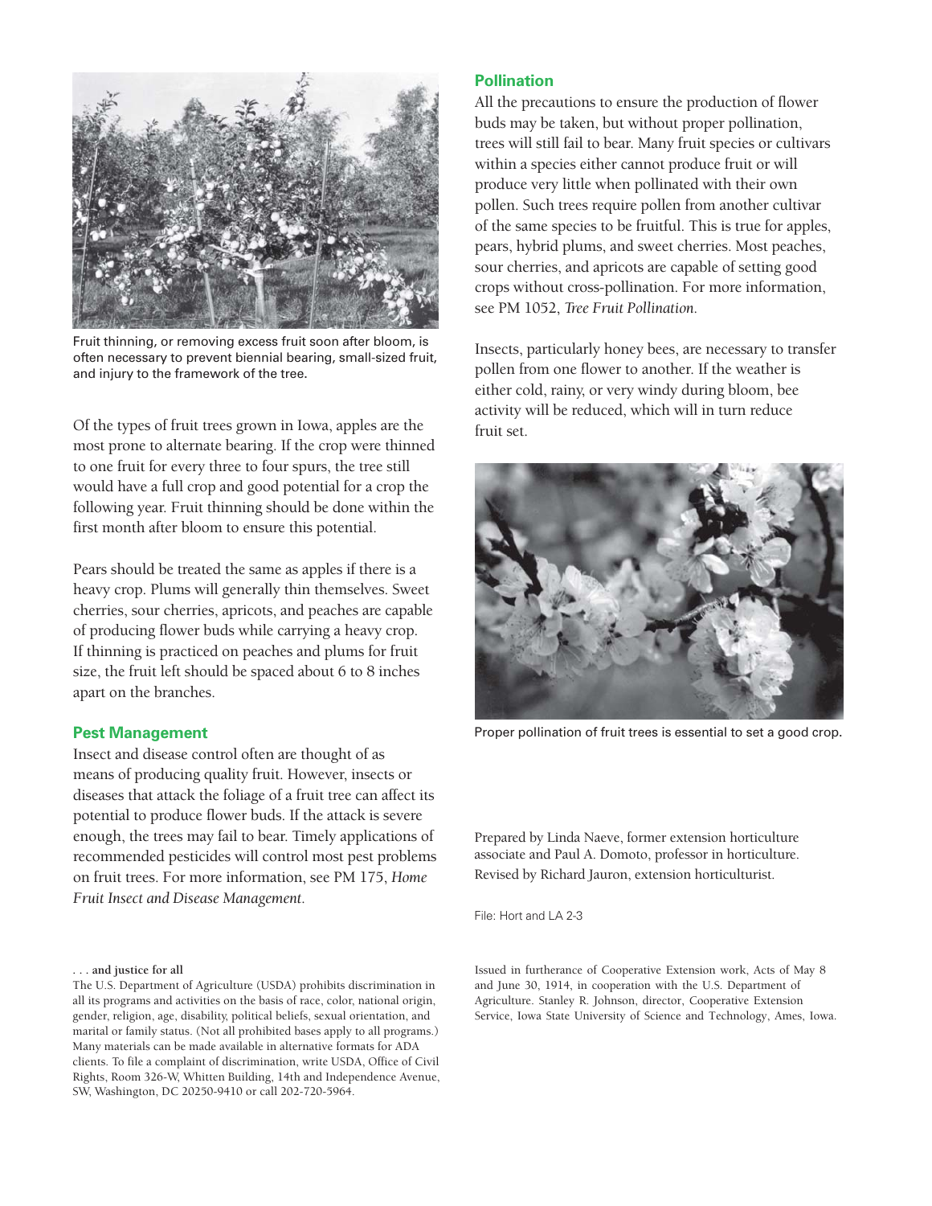Fruit thinning, or removing excess fruit soon after bloom, is often necessary to prevent biennial bearing, small-sized fruit, and injury to the framework of the tree.

Of the types of fruit trees grown in Iowa, apples are the most prone to alternate bearing. If the crop were thinned to one fruit for every three to four spurs, the tree still would have a full crop and good potential for a crop the following year. Fruit thinning should be done within the first month after bloom to ensure this potential.

Pears should be treated the same as apples if there is a heavy crop. Plums will generally thin themselves. Sweet cherries, sour cherries, apricots, and peaches are capable of producing flower buds while carrying a heavy crop. If thinning is practiced on peaches and plums for fruit size, the fruit left should be spaced about 6 to 8 inches apart on the branches.

### Pest Management

Insect and disease control often are thought of as means of producing quality fruit. However, insects or diseases that attack the foliage of a fruit tree can affect its potential to produce flower buds. If the attack is severe enough, the trees may fail to bear. Timely applications of recommended pesticides will control most pest problems on fruit trees. For more information, see PM 175, *Home Fruit Insect and Disease Management*.

### Pollination

All the precautions to ensure the production of flower buds may be taken, but without proper pollination, trees will still fail to bear. Many fruit species or cultivars within a species either cannot produce fruit or will produce very little when pollinated with their own pollen. Such trees require pollen from another cultivar of the same species to be fruitful. This is true for apples, pears, hybrid plums, and sweet cherries. Most peaches, sour cherries, and apricots are capable of setting good crops without cross-pollination. For more information, see PM 1052, *Tree Fruit Pollination*.

Insects, particularly honey bees, are necessary to transfer pollen from one flower to another. If the weather is either cold, rainy, or very windy during bloom, bee activity will be reduced, which will in turn reduce fruit set.

Proper pollination of fruit trees is essential to set a good crop.

Prepared by Linda Naeve, former extension horticulture associate and Paul A. Domoto, professor in horticulture. Revised by Richard Jauron, extension horticulturist.

File: Hort and LA 2-3

**. . . and justice for all**

The U.S. Department of Agriculture (USDA) prohibits discrimination in all its programs and activities on the basis of race, color, national origin, gender, religion, age, disability, political beliefs, sexual orientation, and marital or family status. (Not all prohibited bases apply to all programs.) Many materials can be made available in alternative formats for ADA clients. To file a complaint of discrimination, write USDA, Office of Civil Rights, Room 326-W, Whitten Building, 14th and Independence Avenue, SW, Washington, DC 20250-9410 or call 202-720-5964.

Issued in furtherance of Cooperative Extension work, Acts of May 8 and June 30, 1914, in cooperation with the U.S. Department of Agriculture. Stanley R. Johnson, director, Cooperative Extension Service, Iowa State University of Science and Technology, Ames, Iowa.